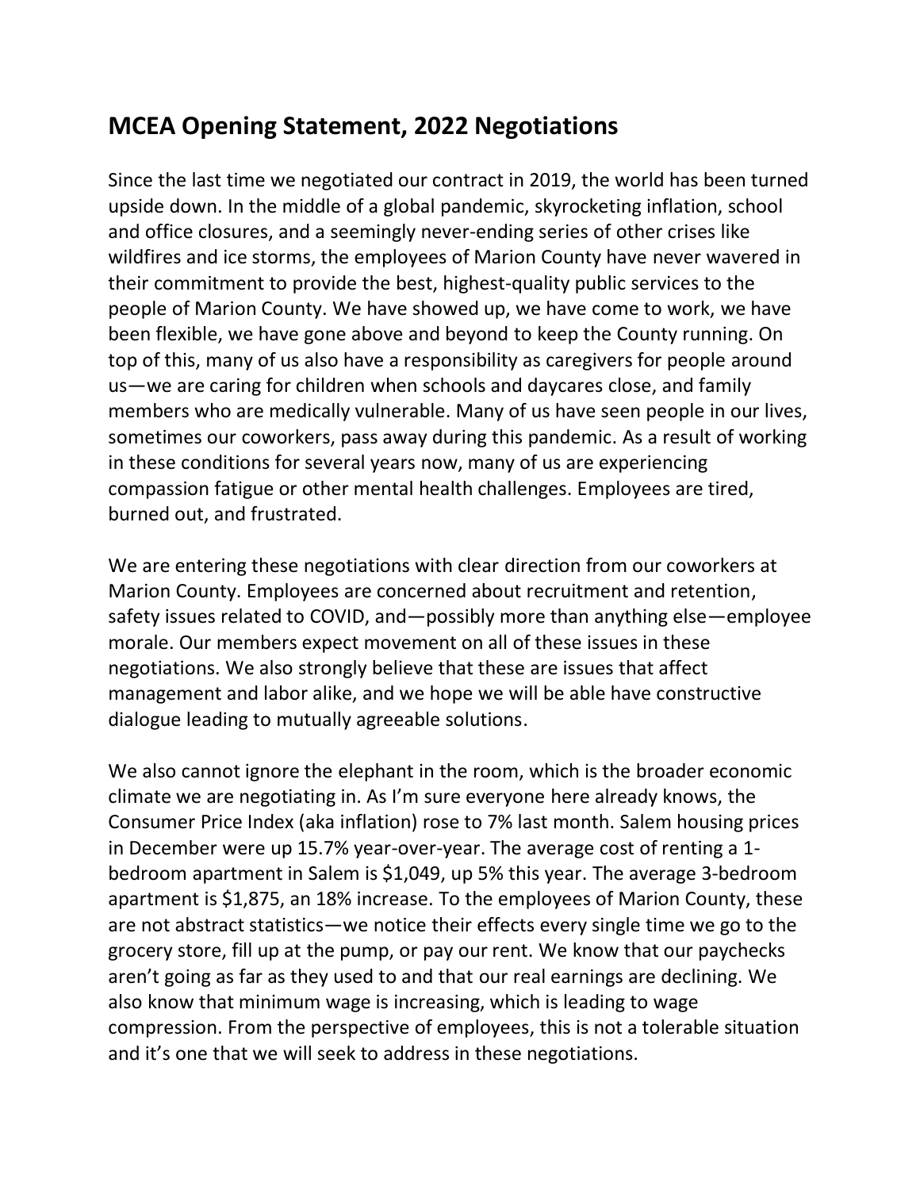## MCEA Opening Statement, 2022 Negotiations

Since the last time we negotiated our contract in 2019, the world has been turned upside down. In the middle of a global pandemic, skyrocketing inflation, school and office closures, and a seemingly never-ending series of other crises like wildfires and ice storms, the employees of Marion County have never wavered in their commitment to provide the best, highest-quality public services to the people of Marion County. We have showed up, we have come to work, we have been flexible, we have gone above and beyond to keep the County running. On top of this, many of us also have a responsibility as caregivers for people around us—we are caring for children when schools and daycares close, and family members who are medically vulnerable. Many of us have seen people in our lives, sometimes our coworkers, pass away during this pandemic. As a result of working in these conditions for several years now, many of us are experiencing compassion fatigue or other mental health challenges. Employees are tired, burned out, and frustrated.

We are entering these negotiations with clear direction from our coworkers at Marion County. Employees are concerned about recruitment and retention, safety issues related to COVID, and—possibly more than anything else—employee morale. Our members expect movement on all of these issues in these negotiations. We also strongly believe that these are issues that affect management and labor alike, and we hope we will be able have constructive dialogue leading to mutually agreeable solutions.

We also cannot ignore the elephant in the room, which is the broader economic climate we are negotiating in. As I'm sure everyone here already knows, the Consumer Price Index (aka inflation) rose to 7% last month. Salem housing prices in December were up 15.7% year-over-year. The average cost of renting a 1-bedroom apartment in Salem is $1,049, up 5% this year. The average 3-bedroom apartment is $1,875, an 18% increase. To the employees of Marion County, these are not abstract statistics—we notice their effects every single time we go to the grocery store, fill up at the pump, or pay our rent. We know that our paychecks aren't going as far as they used to and that our real earnings are declining. We also know that minimum wage is increasing, which is leading to wage compression. From the perspective of employees, this is not a tolerable situation and it's one that we will seek to address in these negotiations.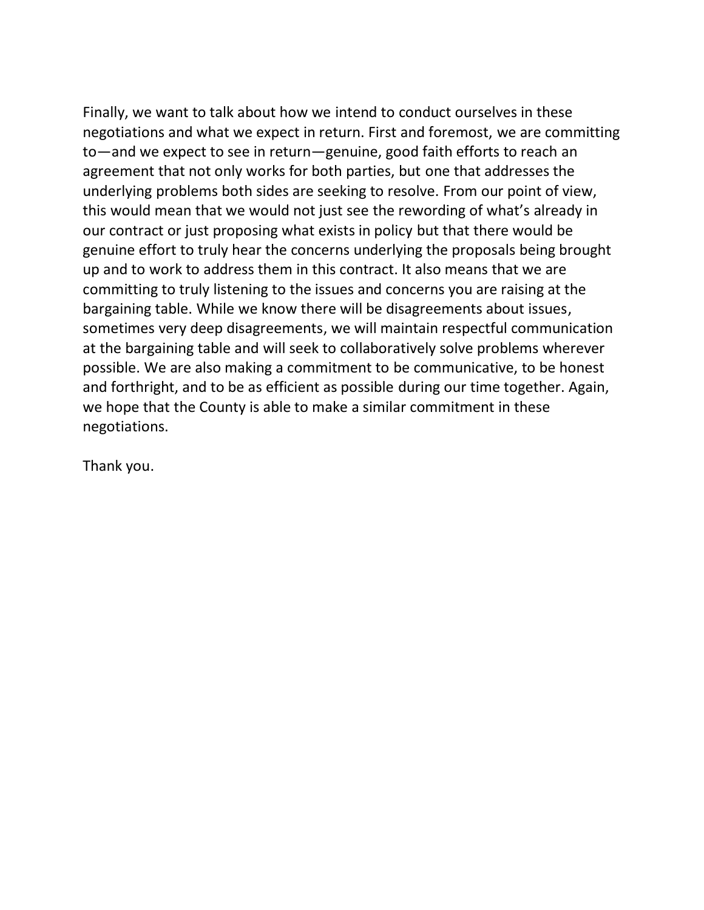Finally, we want to talk about how we intend to conduct ourselves in these negotiations and what we expect in return. First and foremost, we are committing to—and we expect to see in return—genuine, good faith efforts to reach an agreement that not only works for both parties, but one that addresses the underlying problems both sides are seeking to resolve. From our point of view, this would mean that we would not just see the rewording of what's already in our contract or just proposing what exists in policy but that there would be genuine effort to truly hear the concerns underlying the proposals being brought up and to work to address them in this contract. It also means that we are committing to truly listening to the issues and concerns you are raising at the bargaining table. While we know there will be disagreements about issues, sometimes very deep disagreements, we will maintain respectful communication at the bargaining table and will seek to collaboratively solve problems wherever possible. We are also making a commitment to be communicative, to be honest and forthright, and to be as efficient as possible during our time together. Again, we hope that the County is able to make a similar commitment in these negotiations.

Thank you.